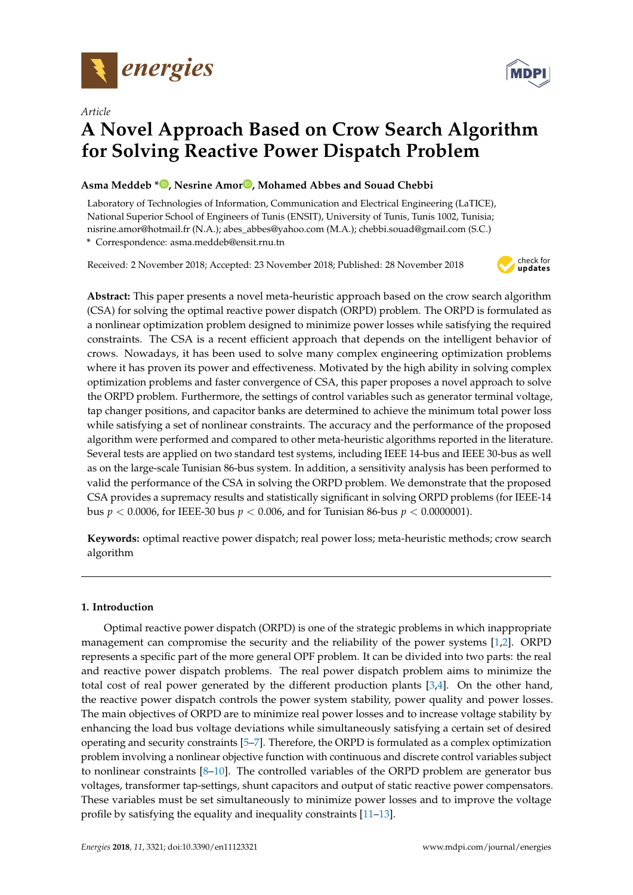*Article*

# A Novel Approach Based on Crow Search Algorithm for Solving Reactive Power Dispatch Problem

**Asma Meddeb \*, Nesrine Amor, Mohamed Abbes and Souad Chebbi**

Laboratory of Technologies of Information, Communication and Electrical Engineering (LaTICE), National Superior School of Engineers of Tunis (ENSIT), University of Tunis, Tunis 1002, Tunisia; nisrine.amor@hotmail.fr (N.A.); abes_abbes@yahoo.com (M.A.); chebbi.souad@gmail.com (S.C.)

\* Correspondence: asma.meddeb@ensit.rnu.tn

Received: 2 November 2018; Accepted: 23 November 2018; Published: 28 November 2018

**Abstract:** This paper presents a novel meta-heuristic approach based on the crow search algorithm (CSA) for solving the optimal reactive power dispatch (ORPD) problem. The ORPD is formulated as a nonlinear optimization problem designed to minimize power losses while satisfying the required constraints. The CSA is a recent efficient approach that depends on the intelligent behavior of crows. Nowadays, it has been used to solve many complex engineering optimization problems where it has proven its power and effectiveness. Motivated by the high ability in solving complex optimization problems and faster convergence of CSA, this paper proposes a novel approach to solve the ORPD problem. Furthermore, the settings of control variables such as generator terminal voltage, tap changer positions, and capacitor banks are determined to achieve the minimum total power loss while satisfying a set of nonlinear constraints. The accuracy and the performance of the proposed algorithm were performed and compared to other meta-heuristic algorithms reported in the literature. Several tests are applied on two standard test systems, including IEEE 14-bus and IEEE 30-bus as well as on the large-scale Tunisian 86-bus system. In addition, a sensitivity analysis has been performed to valid the performance of the CSA in solving the ORPD problem. We demonstrate that the proposed CSA provides a supremacy results and statistically significant in solving ORPD problems (for IEEE-14 bus $p < 0.0006$, for IEEE-30 bus $p < 0.006$, and for Tunisian 86-bus $p < 0.0000001$).

**Keywords:** optimal reactive power dispatch; real power loss; meta-heuristic methods; crow search algorithm

## 1. Introduction

Optimal reactive power dispatch (ORPD) is one of the strategic problems in which inappropriate management can compromise the security and the reliability of the power systems [1,2]. ORPD represents a specific part of the more general OPF problem. It can be divided into two parts: the real and reactive power dispatch problems. The real power dispatch problem aims to minimize the total cost of real power generated by the different production plants [3,4]. On the other hand, the reactive power dispatch controls the power system stability, power quality and power losses. The main objectives of ORPD are to minimize real power losses and to increase voltage stability by enhancing the load bus voltage deviations while simultaneously satisfying a certain set of desired operating and security constraints [5–7]. Therefore, the ORPD is formulated as a complex optimization problem involving a nonlinear objective function with continuous and discrete control variables subject to nonlinear constraints [8–10]. The controlled variables of the ORPD problem are generator bus voltages, transformer tap-settings, shunt capacitors and output of static reactive power compensators. These variables must be set simultaneously to minimize power losses and to improve the voltage profile by satisfying the equality and inequality constraints [11–13].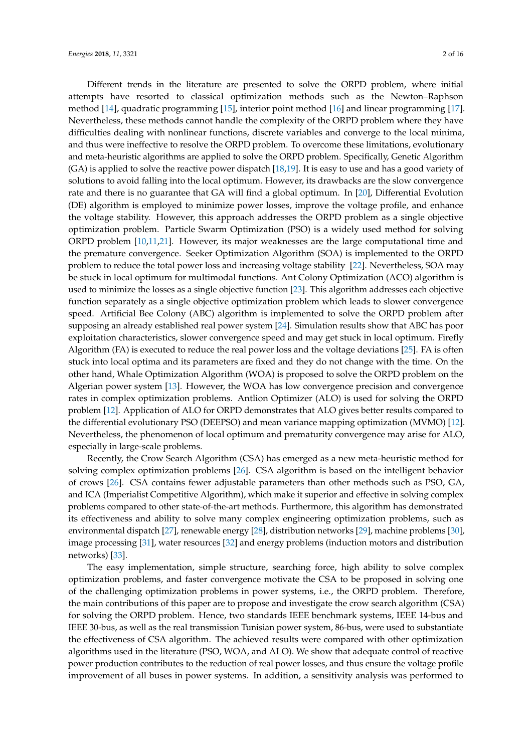Different trends in the literature are presented to solve the ORPD problem, where initial attempts have resorted to classical optimization methods such as the Newton–Raphson method [14], quadratic programming [15], interior point method [16] and linear programming [17]. Nevertheless, these methods cannot handle the complexity of the ORPD problem where they have difficulties dealing with nonlinear functions, discrete variables and converge to the local minima, and thus were ineffective to resolve the ORPD problem. To overcome these limitations, evolutionary and meta-heuristic algorithms are applied to solve the ORPD problem. Specifically, Genetic Algorithm (GA) is applied to solve the reactive power dispatch [18,19]. It is easy to use and has a good variety of solutions to avoid falling into the local optimum. However, its drawbacks are the slow convergence rate and there is no guarantee that GA will find a global optimum. In [20], Differential Evolution (DE) algorithm is employed to minimize power losses, improve the voltage profile, and enhance the voltage stability. However, this approach addresses the ORPD problem as a single objective optimization problem. Particle Swarm Optimization (PSO) is a widely used method for solving ORPD problem [10,11,21]. However, its major weaknesses are the large computational time and the premature convergence. Seeker Optimization Algorithm (SOA) is implemented to the ORPD problem to reduce the total power loss and increasing voltage stability [22]. Nevertheless, SOA may be stuck in local optimum for multimodal functions. Ant Colony Optimization (ACO) algorithm is used to minimize the losses as a single objective function [23]. This algorithm addresses each objective function separately as a single objective optimization problem which leads to slower convergence speed. Artificial Bee Colony (ABC) algorithm is implemented to solve the ORPD problem after supposing an already established real power system [24]. Simulation results show that ABC has poor exploitation characteristics, slower convergence speed and may get stuck in local optimum. Firefly Algorithm (FA) is executed to reduce the real power loss and the voltage deviations [25]. FA is often stuck into local optima and its parameters are fixed and they do not change with the time. On the other hand, Whale Optimization Algorithm (WOA) is proposed to solve the ORPD problem on the Algerian power system [13]. However, the WOA has low convergence precision and convergence rates in complex optimization problems. Antlion Optimizer (ALO) is used for solving the ORPD problem [12]. Application of ALO for ORPD demonstrates that ALO gives better results compared to the differential evolutionary PSO (DEEPSO) and mean variance mapping optimization (MVMO) [12]. Nevertheless, the phenomenon of local optimum and prematurity convergence may arise for ALO, especially in large-scale problems.

Recently, the Crow Search Algorithm (CSA) has emerged as a new meta-heuristic method for solving complex optimization problems [26]. CSA algorithm is based on the intelligent behavior of crows [26]. CSA contains fewer adjustable parameters than other methods such as PSO, GA, and ICA (Imperialist Competitive Algorithm), which make it superior and effective in solving complex problems compared to other state-of-the-art methods. Furthermore, this algorithm has demonstrated its effectiveness and ability to solve many complex engineering optimization problems, such as environmental dispatch [27], renewable energy [28], distribution networks [29], machine problems [30], image processing [31], water resources [32] and energy problems (induction motors and distribution networks) [33].

The easy implementation, simple structure, searching force, high ability to solve complex optimization problems, and faster convergence motivate the CSA to be proposed in solving one of the challenging optimization problems in power systems, i.e., the ORPD problem. Therefore, the main contributions of this paper are to propose and investigate the crow search algorithm (CSA) for solving the ORPD problem. Hence, two standards IEEE benchmark systems, IEEE 14-bus and IEEE 30-bus, as well as the real transmission Tunisian power system, 86-bus, were used to substantiate the effectiveness of CSA algorithm. The achieved results were compared with other optimization algorithms used in the literature (PSO, WOA, and ALO). We show that adequate control of reactive power production contributes to the reduction of real power losses, and thus ensure the voltage profile improvement of all buses in power systems. In addition, a sensitivity analysis was performed to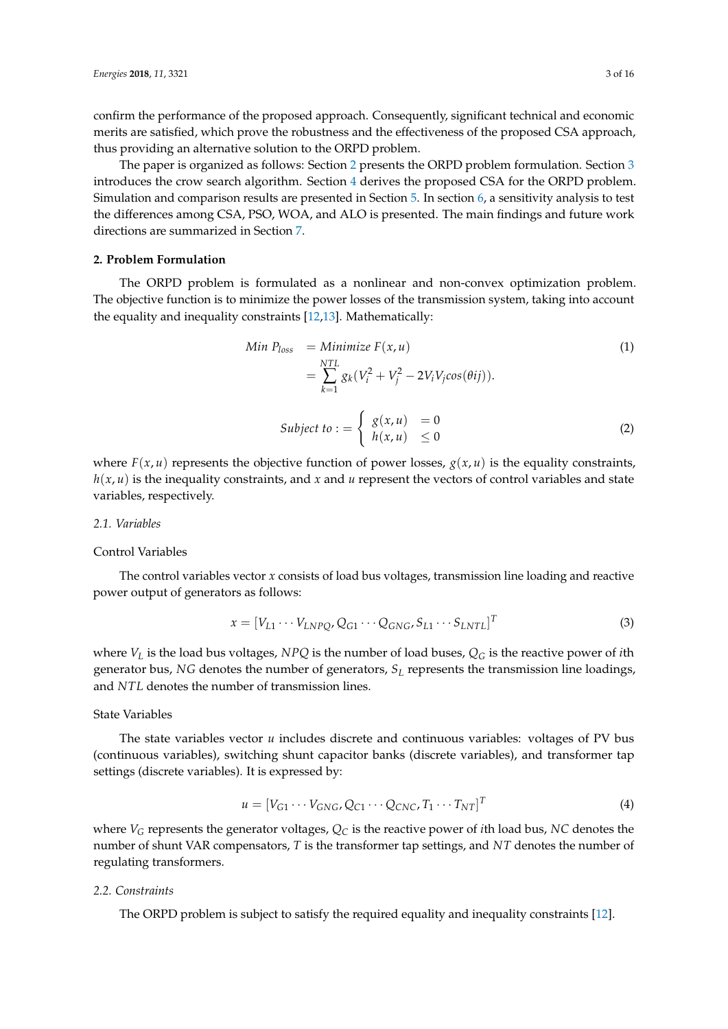confirm the performance of the proposed approach. Consequently, significant technical and economic merits are satisfied, which prove the robustness and the effectiveness of the proposed CSA approach, thus providing an alternative solution to the ORPD problem.

The paper is organized as follows: Section 2 presents the ORPD problem formulation. Section 3 introduces the crow search algorithm. Section 4 derives the proposed CSA for the ORPD problem. Simulation and comparison results are presented in Section 5. In section 6, a sensitivity analysis to test the differences among CSA, PSO, WOA, and ALO is presented. The main findings and future work directions are summarized in Section 7.

## 2. Problem Formulation

The ORPD problem is formulated as a nonlinear and non-convex optimization problem. The objective function is to minimize the power losses of the transmission system, taking into account the equality and inequality constraints [12,13]. Mathematically:

$$
\begin{aligned}
Min\ P_{loss} &= Minimize\ F(x,u) \\
&= \sum_{k=1}^{NTL} g_k(V_i^2 + V_j^2 - 2V_iV_j cos(\theta ij)).
\end{aligned}
\tag{1}
$$

$$
Subject\ to := \begin{cases} g(x,u) & = 0 \\ h(x,u) & \leq 0 \end{cases}
\tag{2}
$$

where $F(x,u)$ represents the objective function of power losses, $g(x,u)$ is the equality constraints, $h(x,u)$ is the inequality constraints, and $x$ and $u$ represent the vectors of control variables and state variables, respectively.

### *2.1. Variables*

Control Variables

The control variables vector $x$ consists of load bus voltages, transmission line loading and reactive power output of generators as follows:

$$
x = [V_{L1} \cdots V_{LNPQ}, Q_{G1} \cdots Q_{GNG}, S_{L1} \cdots S_{LNTL}]^T
\tag{3}
$$

where $V_L$ is the load bus voltages, $NPQ$ is the number of load buses, $Q_G$ is the reactive power of $i$th generator bus, $NG$ denotes the number of generators, $S_L$ represents the transmission line loadings, and $NTL$ denotes the number of transmission lines.

State Variables

The state variables vector $u$ includes discrete and continuous variables: voltages of PV bus (continuous variables), switching shunt capacitor banks (discrete variables), and transformer tap settings (discrete variables). It is expressed by:

$$
u = [V_{G1} \cdots V_{GNG}, Q_{C1} \cdots Q_{CNC}, T_1 \cdots T_{NT}]^T
\tag{4}
$$

where $V_G$ represents the generator voltages, $Q_C$ is the reactive power of $i$th load bus, $NC$ denotes the number of shunt VAR compensators, $T$ is the transformer tap settings, and $NT$ denotes the number of regulating transformers.

### *2.2. Constraints*

The ORPD problem is subject to satisfy the required equality and inequality constraints [12].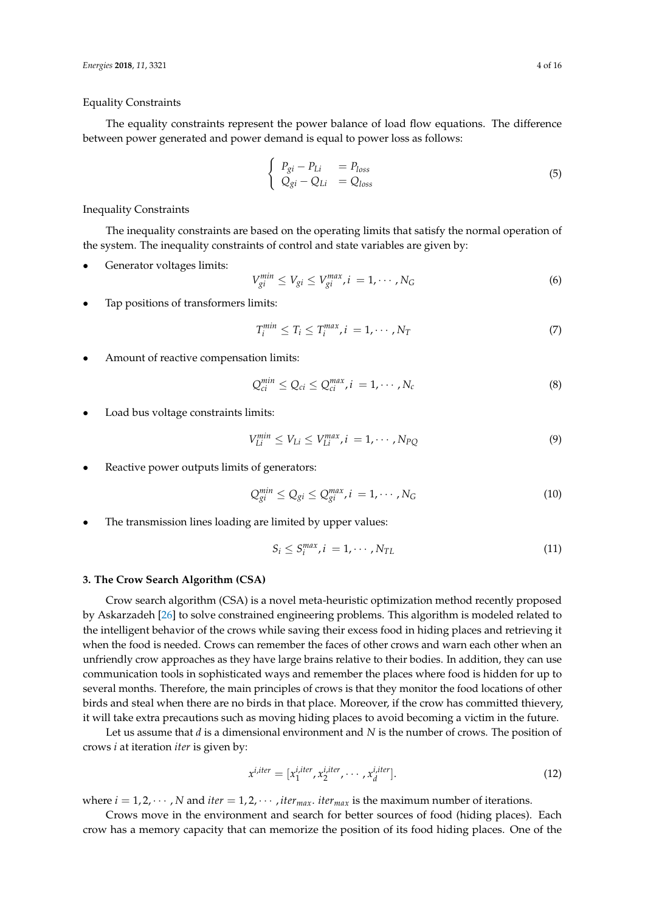Equality Constraints

The equality constraints represent the power balance of load flow equations. The difference between power generated and power demand is equal to power loss as follows:

$$\begin{cases} P_{gi} - P_{Li} & = P_{loss} \\ Q_{gi} - Q_{Li} & = Q_{loss} \end{cases} \tag{5}$$

Inequality Constraints

The inequality constraints are based on the operating limits that satisfy the normal operation of the system. The inequality constraints of control and state variables are given by:

- Generator voltages limits:

$$V_{gi}^{min} \leq V_{gi} \leq V_{gi}^{max}, i = 1, \cdots, N_G \tag{6}$$

- Tap positions of transformers limits:

$$T_{i}^{min} \leq T_{i} \leq T_{i}^{max}, i = 1, \cdots, N_T \tag{7}$$

- Amount of reactive compensation limits:

$$Q_{ci}^{min} \leq Q_{ci} \leq Q_{ci}^{max}, i = 1, \cdots, N_c \tag{8}$$

- Load bus voltage constraints limits:

$$V_{Li}^{min} \leq V_{Li} \leq V_{Li}^{max}, i = 1, \cdots, N_{PQ} \tag{9}$$

- Reactive power outputs limits of generators:

$$Q_{gi}^{min} \leq Q_{gi} \leq Q_{gi}^{max}, i = 1, \cdots, N_G \tag{10}$$

- The transmission lines loading are limited by upper values:

$$S_{i} \leq S_{i}^{max}, i = 1, \cdots, N_{TL} \tag{11}$$

## 3. The Crow Search Algorithm (CSA)

Crow search algorithm (CSA) is a novel meta-heuristic optimization method recently proposed by Askarzadeh [26] to solve constrained engineering problems. This algorithm is modeled related to the intelligent behavior of the crows while saving their excess food in hiding places and retrieving it when the food is needed. Crows can remember the faces of other crows and warn each other when an unfriendly crow approaches as they have large brains relative to their bodies. In addition, they can use communication tools in sophisticated ways and remember the places where food is hidden for up to several months. Therefore, the main principles of crows is that they monitor the food locations of other birds and steal when there are no birds in that place. Moreover, if the crow has committed thievery, it will take extra precautions such as moving hiding places to avoid becoming a victim in the future.

Let us assume that $d$ is a dimensional environment and $N$ is the number of crows. The position of crows $i$ at iteration $iter$ is given by:

$$x^{i,iter} = [x_1^{i,iter}, x_2^{i,iter}, \cdots, x_d^{i,iter}]. \tag{12}$$

where $i = 1, 2, \cdots, N$ and $iter = 1, 2, \cdots, iter_{max}$. $iter_{max}$ is the maximum number of iterations.

Crows move in the environment and search for better sources of food (hiding places). Each crow has a memory capacity that can memorize the position of its food hiding places. One of the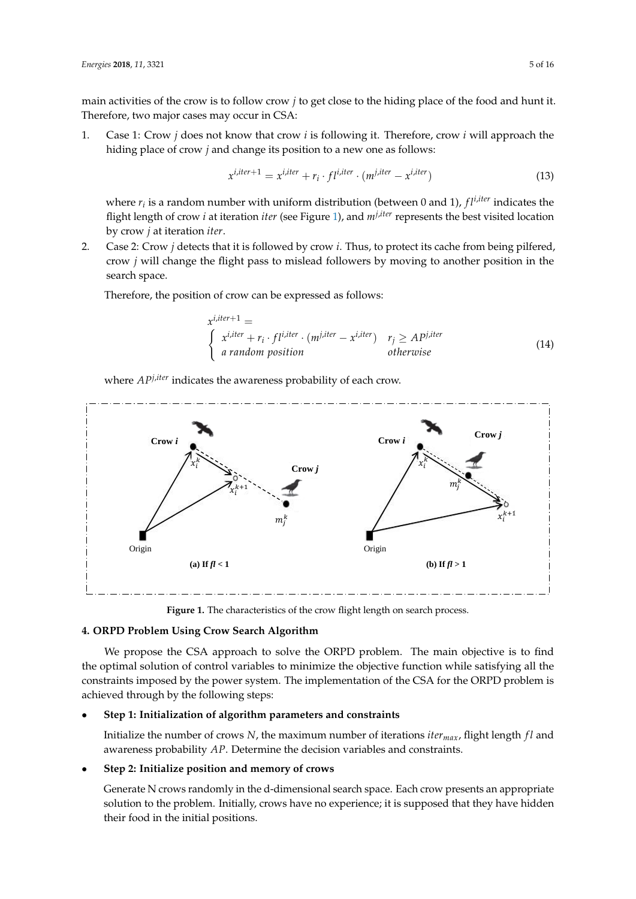main activities of the crow is to follow crow $j$ to get close to the hiding place of the food and hunt it. Therefore, two major cases may occur in CSA:

1. Case 1: Crow $j$ does not know that crow $i$ is following it. Therefore, crow $i$ will approach the hiding place of crow $j$ and change its position to a new one as follows:

$$x^{i,iter+1} = x^{i,iter} + r_i \cdot fl^{i,iter} \cdot (m^{j,iter} - x^{i,iter}) \tag{13}$$

where $r_i$ is a random number with uniform distribution (between 0 and 1), $fl^{i,iter}$ indicates the flight length of crow $i$ at iteration $iter$ (see Figure 1), and $m^{j,iter}$ represents the best visited location by crow $j$ at iteration $iter$.

2. Case 2: Crow $j$ detects that it is followed by crow $i$. Thus, to protect its cache from being pilfered, crow $j$ will change the flight pass to mislead followers by moving to another position in the search space.

Therefore, the position of crow can be expressed as follows:

$$x^{i,iter+1} = \begin{cases} x^{i,iter} + r_i \cdot fl^{i,iter} \cdot (m^{j,iter} - x^{i,iter}) & r_j \geq AP^{j,iter} \\ a\ random\ position & otherwise \end{cases} \tag{14}$$

where $AP^{j,iter}$ indicates the awareness probability of each crow.

**Figure 1.** The characteristics of the crow flight length on search process.

## 4. ORPD Problem Using Crow Search Algorithm

We propose the CSA approach to solve the ORPD problem. The main objective is to find the optimal solution of control variables to minimize the objective function while satisfying all the constraints imposed by the power system. The implementation of the CSA for the ORPD problem is achieved through by the following steps:

- **Step 1: Initialization of algorithm parameters and constraints**

  Initialize the number of crows $N$, the maximum number of iterations $iter_{max}$, flight length $fl$ and awareness probability $AP$. Determine the decision variables and constraints.

- **Step 2: Initialize position and memory of crows**

  Generate N crows randomly in the d-dimensional search space. Each crow presents an appropriate solution to the problem. Initially, crows have no experience; it is supposed that they have hidden their food in the initial positions.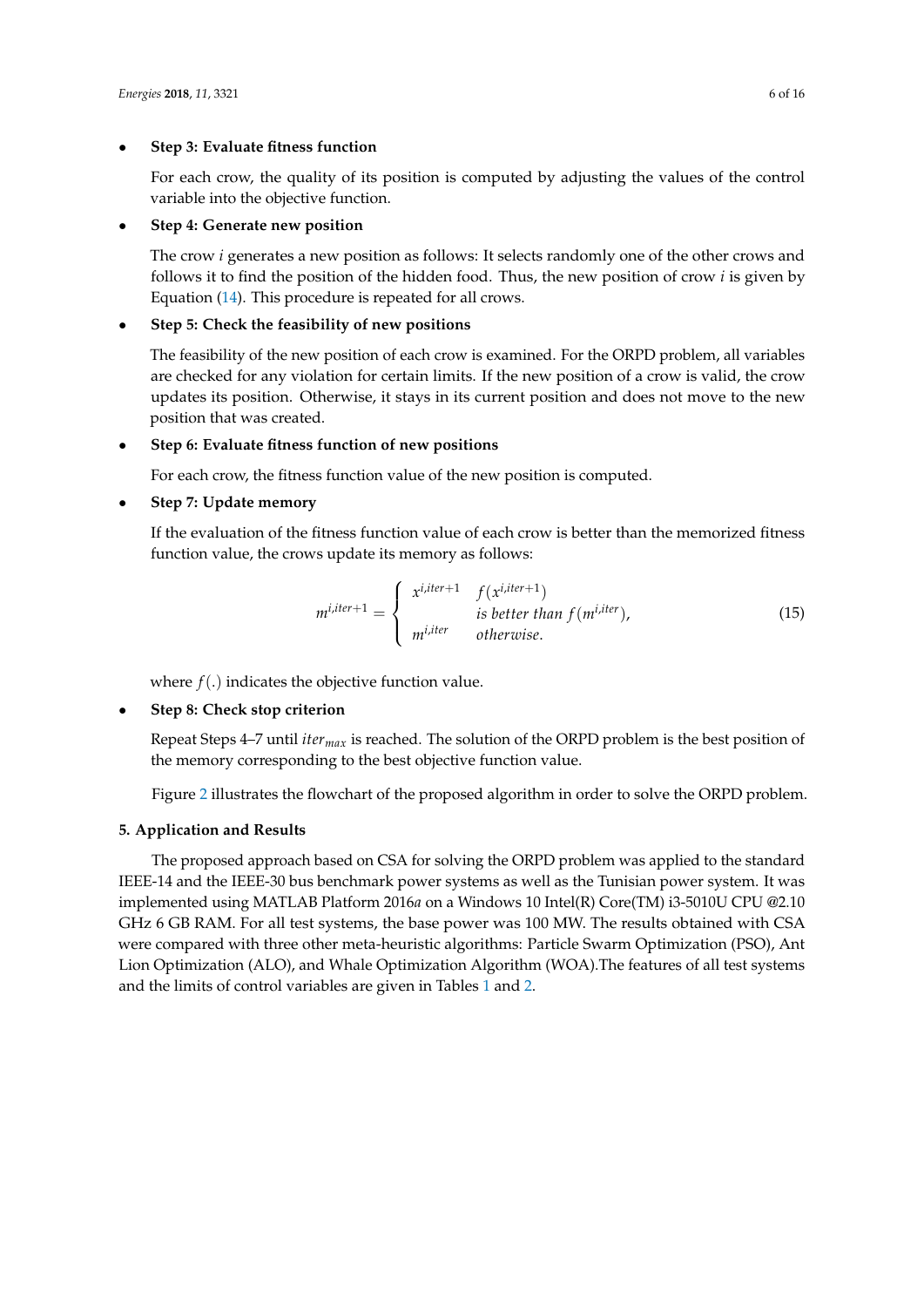- **Step 3: Evaluate fitness function**

  For each crow, the quality of its position is computed by adjusting the values of the control variable into the objective function.

- **Step 4: Generate new position**

  The crow $i$ generates a new position as follows: It selects randomly one of the other crows and follows it to find the position of the hidden food. Thus, the new position of crow $i$ is given by Equation (14). This procedure is repeated for all crows.

- **Step 5: Check the feasibility of new positions**

  The feasibility of the new position of each crow is examined. For the ORPD problem, all variables are checked for any violation for certain limits. If the new position of a crow is valid, the crow updates its position. Otherwise, it stays in its current position and does not move to the new position that was created.

- **Step 6: Evaluate fitness function of new positions**

  For each crow, the fitness function value of the new position is computed.

- **Step 7: Update memory**

  If the evaluation of the fitness function value of each crow is better than the memorized fitness function value, the crows update its memory as follows:

$$m^{i,iter+1} = \begin{cases} x^{i,iter+1} & f(x^{i,iter+1}) \\ & \text{is better than } f(m^{i,iter}), \\ m^{i,iter} & \text{otherwise.} \end{cases} \tag{15}$$

  where $f(.)$ indicates the objective function value.

- **Step 8: Check stop criterion**

  Repeat Steps 4–7 until $iter_{max}$ is reached. The solution of the ORPD problem is the best position of the memory corresponding to the best objective function value.

  Figure 2 illustrates the flowchart of the proposed algorithm in order to solve the ORPD problem.

## 5. Application and Results

The proposed approach based on CSA for solving the ORPD problem was applied to the standard IEEE-14 and the IEEE-30 bus benchmark power systems as well as the Tunisian power system. It was implemented using MATLAB Platform 2016*a* on a Windows 10 Intel(R) Core(TM) i3-5010U CPU @2.10 GHz 6 GB RAM. For all test systems, the base power was 100 MW. The results obtained with CSA were compared with three other meta-heuristic algorithms: Particle Swarm Optimization (PSO), Ant Lion Optimization (ALO), and Whale Optimization Algorithm (WOA).The features of all test systems and the limits of control variables are given in Tables 1 and 2.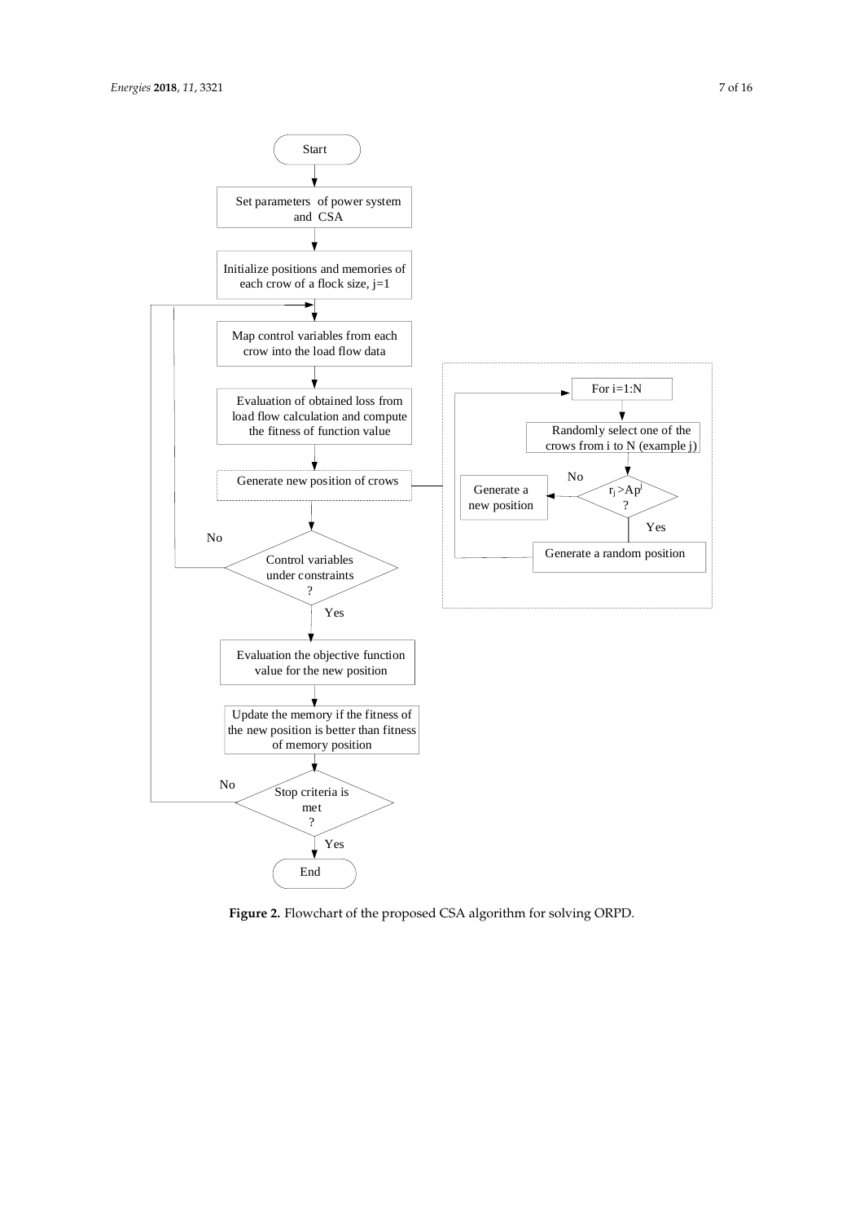**Figure 2.** Flowchart of the proposed CSA algorithm for solving ORPD.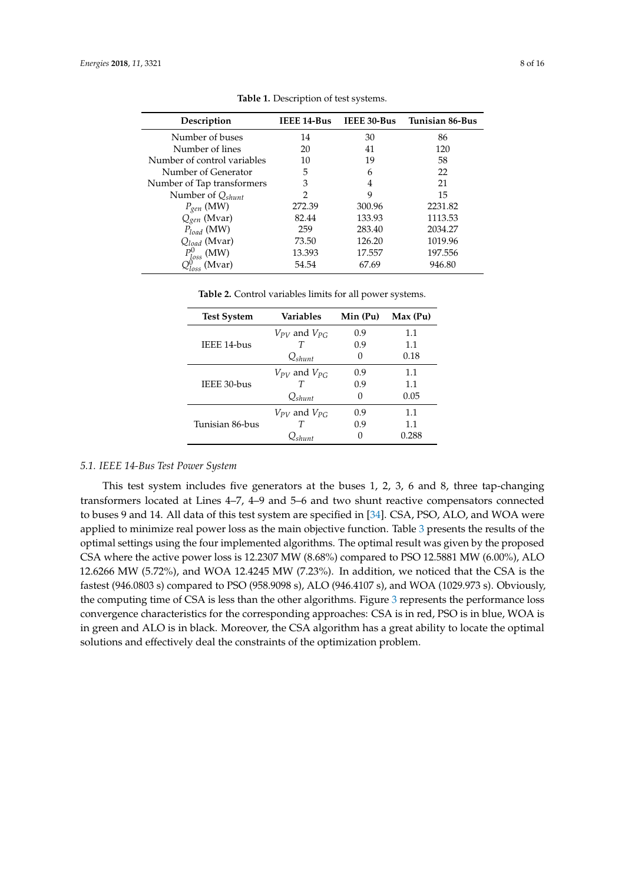**Table 1.** Description of test systems.

| Description | IEEE 14-Bus | IEEE 30-Bus | Tunisian 86-Bus |
|---|---|---|---|
| Number of buses | 14 | 30 | 86 |
| Number of lines | 20 | 41 | 120 |
| Number of control variables | 10 | 19 | 58 |
| Number of Generator | 5 | 6 | 22 |
| Number of Tap transformers | 3 | 4 | 21 |
| Number of $Q_{shunt}$ | 2 | 9 | 15 |
| $P_{gen}$ (MW) | 272.39 | 300.96 | 2231.82 |
| $Q_{gen}$ (Mvar) | 82.44 | 133.93 | 1113.53 |
| $P_{load}$ (MW) | 259 | 283.40 | 2034.27 |
| $Q_{load}$ (Mvar) | 73.50 | 126.20 | 1019.96 |
| $P_{loss}^{0}$ (MW) | 13.393 | 17.557 | 197.556 |
| $Q_{loss}^{0}$ (Mvar) | 54.54 | 67.69 | 946.80 |

**Table 2.** Control variables limits for all power systems.

| Test System | Variables | Min (Pu) | Max (Pu) |
|---|---|---|---|
| IEEE 14-bus | $V_{PV}$ and $V_{PG}$ | 0.9 | 1.1 |
| | $T$ | 0.9 | 1.1 |
| | $Q_{shunt}$ | 0 | 0.18 |
| IEEE 30-bus | $V_{PV}$ and $V_{PG}$ | 0.9 | 1.1 |
| | $T$ | 0.9 | 1.1 |
| | $Q_{shunt}$ | 0 | 0.05 |
| Tunisian 86-bus | $V_{PV}$ and $V_{PG}$ | 0.9 | 1.1 |
| | $T$ | 0.9 | 1.1 |
| | $Q_{shunt}$ | 0 | 0.288 |

### *5.1. IEEE 14-Bus Test Power System*

This test system includes five generators at the buses 1, 2, 3, 6 and 8, three tap-changing transformers located at Lines 4–7, 4–9 and 5–6 and two shunt reactive compensators connected to buses 9 and 14. All data of this test system are specified in [34]. CSA, PSO, ALO, and WOA were applied to minimize real power loss as the main objective function. Table 3 presents the results of the optimal settings using the four implemented algorithms. The optimal result was given by the proposed CSA where the active power loss is 12.2307 MW (8.68%) compared to PSO 12.5881 MW (6.00%), ALO 12.6266 MW (5.72%), and WOA 12.4245 MW (7.23%). In addition, we noticed that the CSA is the fastest (946.0803 s) compared to PSO (958.9098 s), ALO (946.4107 s), and WOA (1029.973 s). Obviously, the computing time of CSA is less than the other algorithms. Figure 3 represents the performance loss convergence characteristics for the corresponding approaches: CSA is in red, PSO is in blue, WOA is in green and ALO is in black. Moreover, the CSA algorithm has a great ability to locate the optimal solutions and effectively deal the constraints of the optimization problem.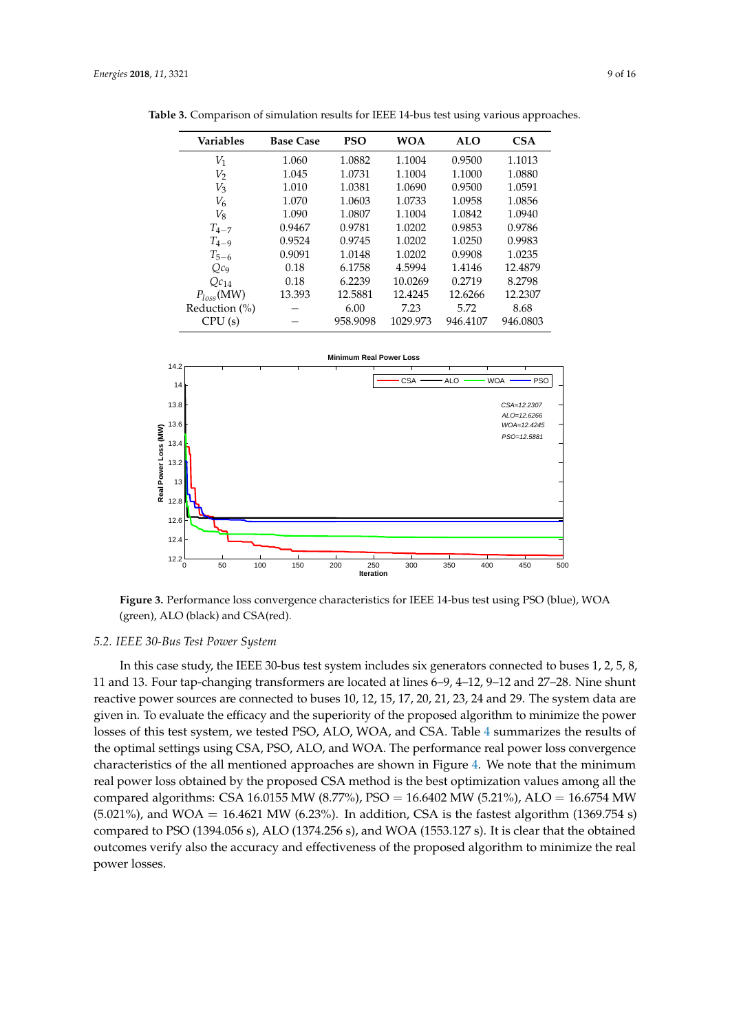**Table 3.** Comparison of simulation results for IEEE 14-bus test using various approaches.

| Variables | Base Case | PSO | WOA | ALO | CSA |
|---|---|---|---|---|---|
| $V_1$ | 1.060 | 1.0882 | 1.1004 | 0.9500 | 1.1013 |
| $V_2$ | 1.045 | 1.0731 | 1.1004 | 1.1000 | 1.0880 |
| $V_3$ | 1.010 | 1.0381 | 1.0690 | 0.9500 | 1.0591 |
| $V_6$ | 1.070 | 1.0603 | 1.0733 | 1.0958 | 1.0856 |
| $V_8$ | 1.090 | 1.0807 | 1.1004 | 1.0842 | 1.0940 |
| $T_{4-7}$ | 0.9467 | 0.9781 | 1.0202 | 0.9853 | 0.9786 |
| $T_{4-9}$ | 0.9524 | 0.9745 | 1.0202 | 1.0250 | 0.9983 |
| $T_{5-6}$ | 0.9091 | 1.0148 | 1.0202 | 0.9908 | 1.0235 |
| $Qc_9$ | 0.18 | 6.1758 | 4.5994 | 1.4146 | 12.4879 |
| $Qc_{14}$ | 0.18 | 6.2239 | 10.0269 | 0.2719 | 8.2798 |
| $P_{loss}$(MW) | 13.393 | 12.5881 | 12.4245 | 12.6266 | 12.2307 |
| Reduction (%) | – | 6.00 | 7.23 | 5.72 | 8.68 |
| CPU (s) | – | 958.9098 | 1029.973 | 946.4107 | 946.0803 |

**Figure 3.** Performance loss convergence characteristics for IEEE 14-bus test using PSO (blue), WOA (green), ALO (black) and CSA(red).

### 5.2. IEEE 30-Bus Test Power System

In this case study, the IEEE 30-bus test system includes six generators connected to buses 1, 2, 5, 8, 11 and 13. Four tap-changing transformers are located at lines 6–9, 4–12, 9–12 and 27–28. Nine shunt reactive power sources are connected to buses 10, 12, 15, 17, 20, 21, 23, 24 and 29. The system data are given in. To evaluate the efficacy and the superiority of the proposed algorithm to minimize the power losses of this test system, we tested PSO, ALO, WOA, and CSA. Table 4 summarizes the results of the optimal settings using CSA, PSO, ALO, and WOA. The performance real power loss convergence characteristics of the all mentioned approaches are shown in Figure 4. We note that the minimum real power loss obtained by the proposed CSA method is the best optimization values among all the compared algorithms: CSA 16.0155 MW (8.77%), PSO = 16.6402 MW (5.21%), ALO = 16.6754 MW (5.021%), and WOA = 16.4621 MW (6.23%). In addition, CSA is the fastest algorithm (1369.754 s) compared to PSO (1394.056 s), ALO (1374.256 s), and WOA (1553.127 s). It is clear that the obtained outcomes verify also the accuracy and effectiveness of the proposed algorithm to minimize the real power losses.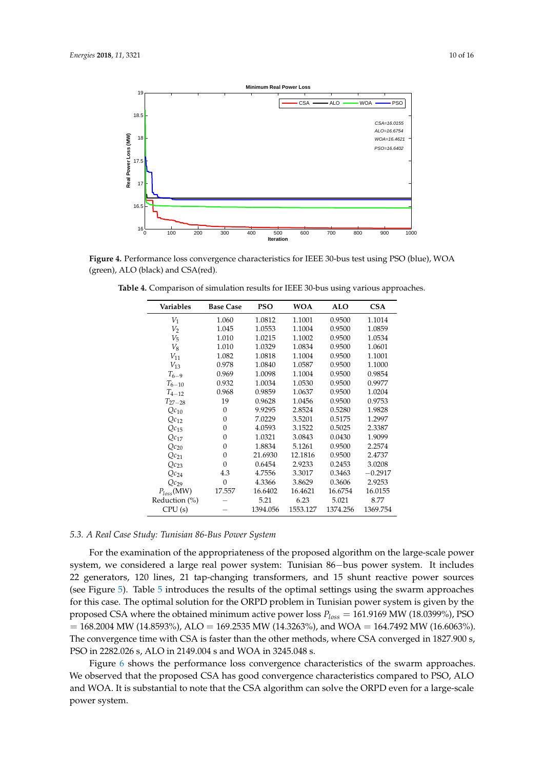**Figure 4.** Performance loss convergence characteristics for IEEE 30-bus test using PSO (blue), WOA (green), ALO (black) and CSA(red).

**Table 4.** Comparison of simulation results for IEEE 30-bus using various approaches.

| Variables | Base Case | PSO | WOA | ALO | CSA |
|---|---|---|---|---|---|
| $V_1$ | 1.060 | 1.0812 | 1.1001 | 0.9500 | 1.1014 |
| $V_2$ | 1.045 | 1.0553 | 1.1004 | 0.9500 | 1.0859 |
| $V_5$ | 1.010 | 1.0215 | 1.1002 | 0.9500 | 1.0534 |
| $V_8$ | 1.010 | 1.0329 | 1.0834 | 0.9500 | 1.0601 |
| $V_{11}$ | 1.082 | 1.0818 | 1.1004 | 0.9500 | 1.1001 |
| $V_{13}$ | 0.978 | 1.0840 | 1.0587 | 0.9500 | 1.1000 |
| $T_{6-9}$ | 0.969 | 1.0098 | 1.1004 | 0.9500 | 0.9854 |
| $T_{6-10}$ | 0.932 | 1.0034 | 1.0530 | 0.9500 | 0.9977 |
| $T_{4-12}$ | 0.968 | 0.9859 | 1.0637 | 0.9500 | 1.0204 |
| $T_{27-28}$ | 19 | 0.9628 | 1.0456 | 0.9500 | 0.9753 |
| $Qc_{10}$ | 0 | 9.9295 | 2.8524 | 0.5280 | 1.9828 |
| $Qc_{12}$ | 0 | 7.0229 | 3.5201 | 0.5175 | 1.2997 |
| $Qc_{15}$ | 0 | 4.0593 | 3.1522 | 0.5025 | 2.3387 |
| $Qc_{17}$ | 0 | 1.0321 | 3.0843 | 0.0430 | 1.9099 |
| $Qc_{20}$ | 0 | 1.8834 | 5.1261 | 0.9500 | 2.2574 |
| $Qc_{21}$ | 0 | 21.6930 | 12.1816 | 0.9500 | 2.4737 |
| $Qc_{23}$ | 0 | 0.6454 | 2.9233 | 0.2453 | 3.0208 |
| $Qc_{24}$ | 4.3 | 4.7556 | 3.3017 | 0.3463 | −0.2917 |
| $Qc_{29}$ | 0 | 4.3366 | 3.8629 | 0.3606 | 2.9253 |
| $P_{loss}$(MW) | 17.557 | 16.6402 | 16.4621 | 16.6754 | 16.0155 |
| Reduction (%) | – | 5.21 | 6.23 | 5.021 | 8.77 |
| CPU (s) | – | 1394.056 | 1553.127 | 1374.256 | 1369.754 |

### *5.3. A Real Case Study: Tunisian 86-Bus Power System*

For the examination of the appropriateness of the proposed algorithm on the large-scale power system, we considered a large real power system: Tunisian 86−bus power system. It includes 22 generators, 120 lines, 21 tap-changing transformers, and 15 shunt reactive power sources (see Figure 5). Table 5 introduces the results of the optimal settings using the swarm approaches for this case. The optimal solution for the ORPD problem in Tunisian power system is given by the proposed CSA where the obtained minimum active power loss $P_{loss}$ = 161.9169 MW (18.0399%), PSO = 168.2004 MW (14.8593%), ALO = 169.2535 MW (14.3263%), and WOA = 164.7492 MW (16.6063%). The convergence time with CSA is faster than the other methods, where CSA converged in 1827.900 s, PSO in 2282.026 s, ALO in 2149.004 s and WOA in 3245.048 s.

Figure 6 shows the performance loss convergence characteristics of the swarm approaches. We observed that the proposed CSA has good convergence characteristics compared to PSO, ALO and WOA. It is substantial to note that the CSA algorithm can solve the ORPD even for a large-scale power system.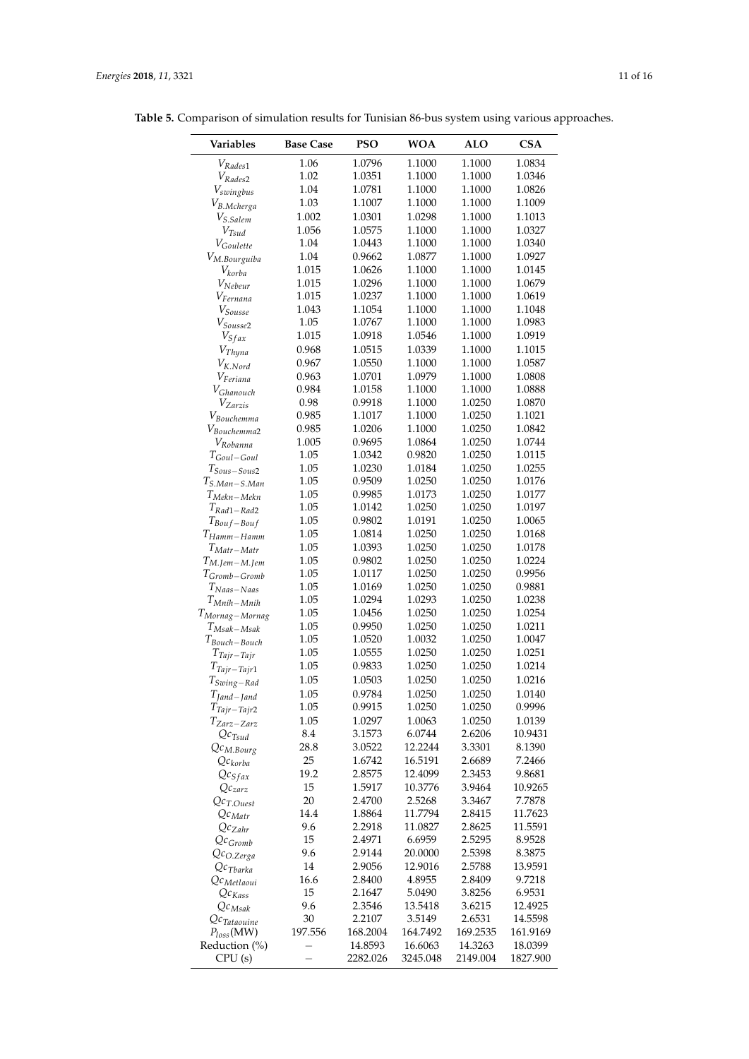**Table 5.** Comparison of simulation results for Tunisian 86-bus system using various approaches.

| Variables | Base Case | PSO | WOA | ALO | CSA |
|---|---|---|---|---|---|
| $V_{Rades1}$ | 1.06 | 1.0796 | 1.1000 | 1.1000 | 1.0834 |
| $V_{Rades2}$ | 1.02 | 1.0351 | 1.1000 | 1.1000 | 1.0346 |
| $V_{swingbus}$ | 1.04 | 1.0781 | 1.1000 | 1.1000 | 1.0826 |
| $V_{B.Mcherga}$ | 1.03 | 1.1007 | 1.1000 | 1.1000 | 1.1009 |
| $V_{S.Salem}$ | 1.002 | 1.0301 | 1.0298 | 1.1000 | 1.1013 |
| $V_{Tsud}$ | 1.056 | 1.0575 | 1.1000 | 1.1000 | 1.0327 |
| $V_{Goulette}$ | 1.04 | 1.0443 | 1.1000 | 1.1000 | 1.0340 |
| $V_{M.Bourguiba}$ | 1.04 | 0.9662 | 1.0877 | 1.1000 | 1.0927 |
| $V_{korba}$ | 1.015 | 1.0626 | 1.1000 | 1.1000 | 1.0145 |
| $V_{Nebeur}$ | 1.015 | 1.0296 | 1.1000 | 1.1000 | 1.0679 |
| $V_{Fernana}$ | 1.015 | 1.0237 | 1.1000 | 1.1000 | 1.0619 |
| $V_{Sousse}$ | 1.043 | 1.1054 | 1.1000 | 1.1000 | 1.1048 |
| $V_{Sousse2}$ | 1.05 | 1.0767 | 1.1000 | 1.1000 | 1.0983 |
| $V_{Sfax}$ | 1.015 | 1.0918 | 1.0546 | 1.1000 | 1.0919 |
| $V_{Thyna}$ | 0.968 | 1.0515 | 1.0339 | 1.1000 | 1.1015 |
| $V_{K.Nord}$ | 0.967 | 1.0550 | 1.1000 | 1.1000 | 1.0587 |
| $V_{Feriana}$ | 0.963 | 1.0701 | 1.0979 | 1.1000 | 1.0808 |
| $V_{Ghanouch}$ | 0.984 | 1.0158 | 1.1000 | 1.1000 | 1.0888 |
| $V_{Zarzis}$ | 0.98 | 0.9918 | 1.1000 | 1.0250 | 1.0870 |
| $V_{Bouchemma}$ | 0.985 | 1.1017 | 1.1000 | 1.0250 | 1.1021 |
| $V_{Bouchemma2}$ | 0.985 | 1.0206 | 1.1000 | 1.0250 | 1.0842 |
| $V_{Robanna}$ | 1.005 | 0.9695 | 1.0864 | 1.0250 | 1.0744 |
| $T_{Goul-Goul}$ | 1.05 | 1.0342 | 0.9820 | 1.0250 | 1.0115 |
| $T_{Sous-Sous2}$ | 1.05 | 1.0230 | 1.0184 | 1.0250 | 1.0255 |
| $T_{S.Man-S.Man}$ | 1.05 | 0.9509 | 1.0250 | 1.0250 | 1.0176 |
| $T_{Mekn-Mekn}$ | 1.05 | 0.9985 | 1.0173 | 1.0250 | 1.0177 |
| $T_{Rad1-Rad2}$ | 1.05 | 1.0142 | 1.0250 | 1.0250 | 1.0197 |
| $T_{Bouf-Bouf}$ | 1.05 | 0.9802 | 1.0191 | 1.0250 | 1.0065 |
| $T_{Hamm-Hamm}$ | 1.05 | 1.0814 | 1.0250 | 1.0250 | 1.0168 |
| $T_{Matr-Matr}$ | 1.05 | 1.0393 | 1.0250 | 1.0250 | 1.0178 |
| $T_{M.Jem-M.Jem}$ | 1.05 | 0.9802 | 1.0250 | 1.0250 | 1.0224 |
| $T_{Gromb-Gromb}$ | 1.05 | 1.0117 | 1.0250 | 1.0250 | 0.9956 |
| $T_{Naas-Naas}$ | 1.05 | 1.0169 | 1.0250 | 1.0250 | 0.9881 |
| $T_{Mnih-Mnih}$ | 1.05 | 1.0294 | 1.0293 | 1.0250 | 1.0238 |
| $T_{Mornag-Mornag}$ | 1.05 | 1.0456 | 1.0250 | 1.0250 | 1.0254 |
| $T_{Msak-Msak}$ | 1.05 | 0.9950 | 1.0250 | 1.0250 | 1.0211 |
| $T_{Bouch-Bouch}$ | 1.05 | 1.0520 | 1.0032 | 1.0250 | 1.0047 |
| $T_{Tajr-Tajr}$ | 1.05 | 1.0555 | 1.0250 | 1.0250 | 1.0251 |
| $T_{Tajr-Tajr1}$ | 1.05 | 0.9833 | 1.0250 | 1.0250 | 1.0214 |
| $T_{Swing-Rad}$ | 1.05 | 1.0503 | 1.0250 | 1.0250 | 1.0216 |
| $T_{Jand-Jand}$ | 1.05 | 0.9784 | 1.0250 | 1.0250 | 1.0140 |
| $T_{Tajr-Tajr2}$ | 1.05 | 0.9915 | 1.0250 | 1.0250 | 0.9996 |
| $T_{Zarz-Zarz}$ | 1.05 | 1.0297 | 1.0063 | 1.0250 | 1.0139 |
| $Qc_{Tsud}$ | 8.4 | 3.1573 | 6.0744 | 2.6206 | 10.9431 |
| $Qc_{M.Bourg}$ | 28.8 | 3.0522 | 12.2244 | 3.3301 | 8.1390 |
| $Qc_{korba}$ | 25 | 1.6742 | 16.5191 | 2.6689 | 7.2466 |
| $Qc_{Sfax}$ | 19.2 | 2.8575 | 12.4099 | 2.3453 | 9.8681 |
| $Qc_{zarz}$ | 15 | 1.5917 | 10.3776 | 3.9464 | 10.9265 |
| $Qc_{T.Ouest}$ | 20 | 2.4700 | 2.5268 | 3.3467 | 7.7878 |
| $Qc_{Matr}$ | 14.4 | 1.8864 | 11.7794 | 2.8415 | 11.7623 |
| $Qc_{Zahr}$ | 9.6 | 2.2918 | 11.0827 | 2.8625 | 11.5591 |
| $Qc_{Gromb}$ | 15 | 2.4971 | 6.6959 | 2.5295 | 8.9528 |
| $Qc_{O.Zerga}$ | 9.6 | 2.9144 | 20.0000 | 2.5398 | 8.3875 |
| $Qc_{Tbarka}$ | 14 | 2.9056 | 12.9016 | 2.5788 | 13.9591 |
| $Qc_{Metlaoui}$ | 16.6 | 2.8400 | 4.8955 | 2.8409 | 9.7218 |
| $Qc_{Kass}$ | 15 | 2.1647 | 5.0490 | 3.8256 | 6.9531 |
| $Qc_{Msak}$ | 9.6 | 2.3546 | 13.5418 | 3.6215 | 12.4925 |
| $Qc_{Tataouine}$ | 30 | 2.2107 | 3.5149 | 2.6531 | 14.5598 |
| $P_{loss}$(MW) | 197.556 | 168.2004 | 164.7492 | 169.2535 | 161.9169 |
| Reduction (%) | – | 14.8593 | 16.6063 | 14.3263 | 18.0399 |
| CPU (s) | – | 2282.026 | 3245.048 | 2149.004 | 1827.900 |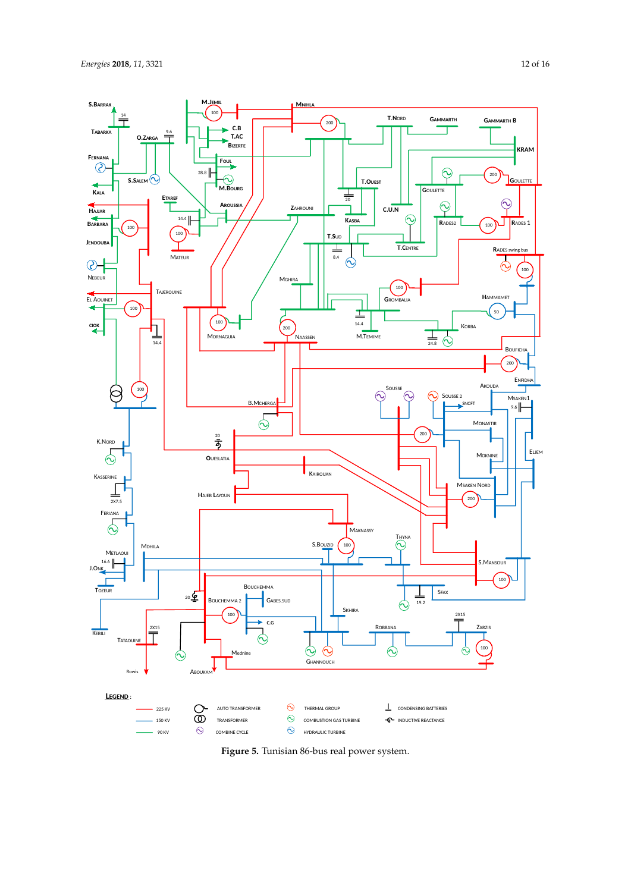Figure 5. Tunisian 86-bus real power system.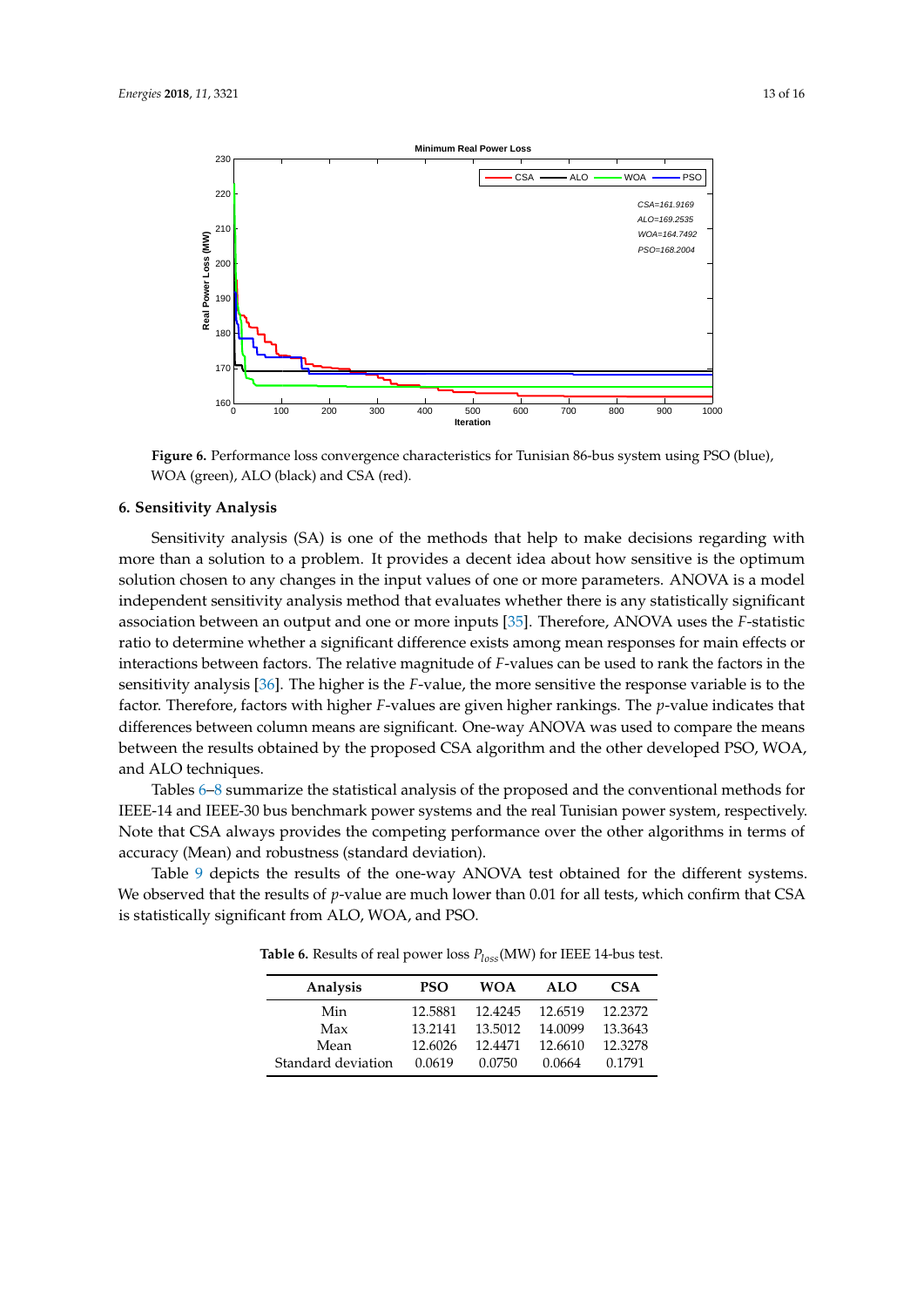**Figure 6.** Performance loss convergence characteristics for Tunisian 86-bus system using PSO (blue), WOA (green), ALO (black) and CSA (red).

## 6. Sensitivity Analysis

Sensitivity analysis (SA) is one of the methods that help to make decisions regarding with more than a solution to a problem. It provides a decent idea about how sensitive is the optimum solution chosen to any changes in the input values of one or more parameters. ANOVA is a model independent sensitivity analysis method that evaluates whether there is any statistically significant association between an output and one or more inputs [35]. Therefore, ANOVA uses the *F*-statistic ratio to determine whether a significant difference exists among mean responses for main effects or interactions between factors. The relative magnitude of *F*-values can be used to rank the factors in the sensitivity analysis [36]. The higher is the *F*-value, the more sensitive the response variable is to the factor. Therefore, factors with higher *F*-values are given higher rankings. The *p*-value indicates that differences between column means are significant. One-way ANOVA was used to compare the means between the results obtained by the proposed CSA algorithm and the other developed PSO, WOA, and ALO techniques.

Tables 6–8 summarize the statistical analysis of the proposed and the conventional methods for IEEE-14 and IEEE-30 bus benchmark power systems and the real Tunisian power system, respectively. Note that CSA always provides the competing performance over the other algorithms in terms of accuracy (Mean) and robustness (standard deviation).

Table 9 depicts the results of the one-way ANOVA test obtained for the different systems. We observed that the results of *p*-value are much lower than 0.01 for all tests, which confirm that CSA is statistically significant from ALO, WOA, and PSO.

**Table 6.** Results of real power loss $P_{loss}$(MW) for IEEE 14-bus test.

| Analysis | PSO | WOA | ALO | CSA |
|---|---|---|---|---|
| Min | 12.5881 | 12.4245 | 12.6519 | 12.2372 |
| Max | 13.2141 | 13.5012 | 14.0099 | 13.3643 |
| Mean | 12.6026 | 12.4471 | 12.6610 | 12.3278 |
| Standard deviation | 0.0619 | 0.0750 | 0.0664 | 0.1791 |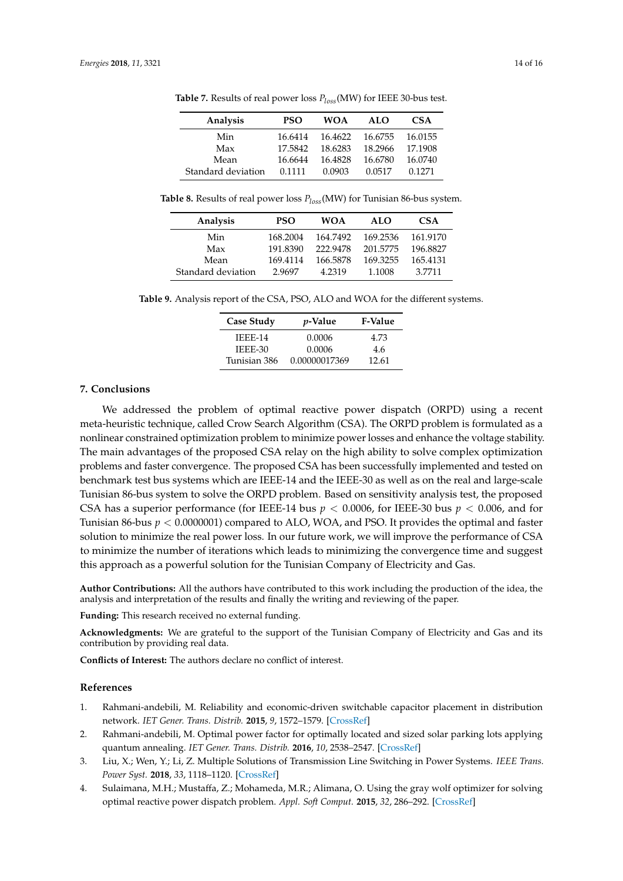**Table 7.** Results of real power loss $P_{loss}$(MW) for IEEE 30-bus test.

| Analysis | PSO | WOA | ALO | CSA |
|---|---|---|---|---|
| Min | 16.6414 | 16.4622 | 16.6755 | 16.0155 |
| Max | 17.5842 | 18.6283 | 18.2966 | 17.1908 |
| Mean | 16.6644 | 16.4828 | 16.6780 | 16.0740 |
| Standard deviation | 0.1111 | 0.0903 | 0.0517 | 0.1271 |

**Table 8.** Results of real power loss $P_{loss}$(MW) for Tunisian 86-bus system.

| Analysis | PSO | WOA | ALO | CSA |
|---|---|---|---|---|
| Min | 168.2004 | 164.7492 | 169.2536 | 161.9170 |
| Max | 191.8390 | 222.9478 | 201.5775 | 196.8827 |
| Mean | 169.4114 | 166.5878 | 169.3255 | 165.4131 |
| Standard deviation | 2.9697 | 4.2319 | 1.1008 | 3.7711 |

**Table 9.** Analysis report of the CSA, PSO, ALO and WOA for the different systems.

| Case Study | $p$-Value | F-Value |
|---|---|---|
| IEEE-14 | 0.0006 | 4.73 |
| IEEE-30 | 0.0006 | 4.6 |
| Tunisian 386 | 0.00000017369 | 12.61 |

## 7. Conclusions

We addressed the problem of optimal reactive power dispatch (ORPD) using a recent meta-heuristic technique, called Crow Search Algorithm (CSA). The ORPD problem is formulated as a nonlinear constrained optimization problem to minimize power losses and enhance the voltage stability. The main advantages of the proposed CSA relay on the high ability to solve complex optimization problems and faster convergence. The proposed CSA has been successfully implemented and tested on benchmark test bus systems which are IEEE-14 and the IEEE-30 as well as on the real and large-scale Tunisian 86-bus system to solve the ORPD problem. Based on sensitivity analysis test, the proposed CSA has a superior performance (for IEEE-14 bus $p < 0.0006$, for IEEE-30 bus $p < 0.006$, and for Tunisian 86-bus $p < 0.0000001$) compared to ALO, WOA, and PSO. It provides the optimal and faster solution to minimize the real power loss. In our future work, we will improve the performance of CSA to minimize the number of iterations which leads to minimizing the convergence time and suggest this approach as a powerful solution for the Tunisian Company of Electricity and Gas.

**Author Contributions:** All the authors have contributed to this work including the production of the idea, the analysis and interpretation of the results and finally the writing and reviewing of the paper.

**Funding:** This research received no external funding.

**Acknowledgments:** We are grateful to the support of the Tunisian Company of Electricity and Gas and its contribution by providing real data.

**Conflicts of Interest:** The authors declare no conflict of interest.

## References

1. Rahmani-andebili, M. Reliability and economic-driven switchable capacitor placement in distribution network. *IET Gener. Trans. Distrib.* **2015**, *9*, 1572–1579. [CrossRef]
2. Rahmani-andebili, M. Optimal power factor for optimally located and sized solar parking lots applying quantum annealing. *IET Gener. Trans. Distrib.* **2016**, *10*, 2538–2547. [CrossRef]
3. Liu, X.; Wen, Y.; Li, Z. Multiple Solutions of Transmission Line Switching in Power Systems. *IEEE Trans. Power Syst.* **2018**, *33*, 1118–1120. [CrossRef]
4. Sulaimana, M.H.; Mustaffa, Z.; Mohameda, M.R.; Alimana, O. Using the gray wolf optimizer for solving optimal reactive power dispatch problem. *Appl. Soft Comput.* **2015**, *32*, 286–292. [CrossRef]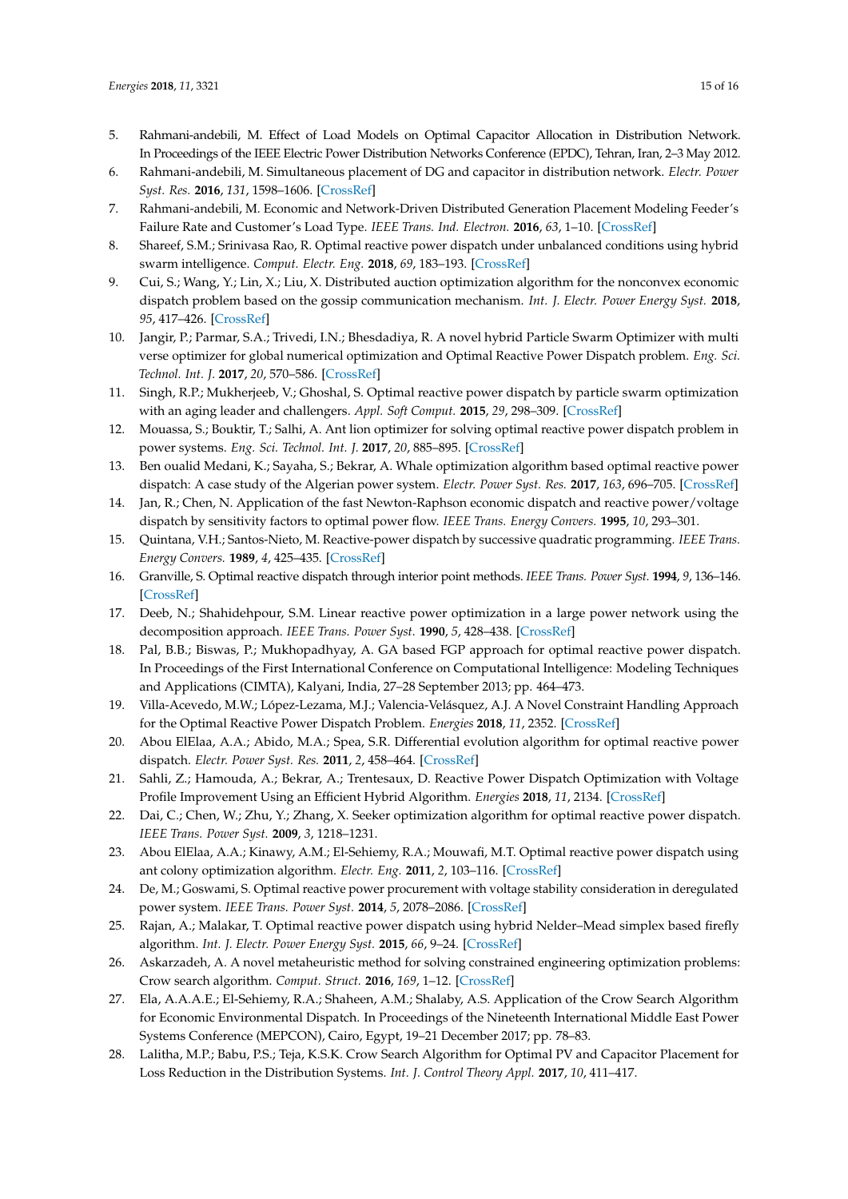5. Rahmani-andebili, M. Effect of Load Models on Optimal Capacitor Allocation in Distribution Network. In Proceedings of the IEEE Electric Power Distribution Networks Conference (EPDC), Tehran, Iran, 2–3 May 2012.
6. Rahmani-andebili, M. Simultaneous placement of DG and capacitor in distribution network. *Electr. Power Syst. Res.* **2016**, *131*, 1598–1606. [CrossRef]
7. Rahmani-andebili, M. Economic and Network-Driven Distributed Generation Placement Modeling Feeder's Failure Rate and Customer's Load Type. *IEEE Trans. Ind. Electron.* **2016**, *63*, 1–10. [CrossRef]
8. Shareef, S.M.; Srinivasa Rao, R. Optimal reactive power dispatch under unbalanced conditions using hybrid swarm intelligence. *Comput. Electr. Eng.* **2018**, *69*, 183–193. [CrossRef]
9. Cui, S.; Wang, Y.; Lin, X.; Liu, X. Distributed auction optimization algorithm for the nonconvex economic dispatch problem based on the gossip communication mechanism. *Int. J. Electr. Power Energy Syst.* **2018**, *95*, 417–426. [CrossRef]
10. Jangir, P.; Parmar, S.A.; Trivedi, I.N.; Bhesdadiya, R. A novel hybrid Particle Swarm Optimizer with multi verse optimizer for global numerical optimization and Optimal Reactive Power Dispatch problem. *Eng. Sci. Technol. Int. J.* **2017**, *20*, 570–586. [CrossRef]
11. Singh, R.P.; Mukherjeeb, V.; Ghoshal, S. Optimal reactive power dispatch by particle swarm optimization with an aging leader and challengers. *Appl. Soft Comput.* **2015**, *29*, 298–309. [CrossRef]
12. Mouassa, S.; Bouktir, T.; Salhi, A. Ant lion optimizer for solving optimal reactive power dispatch problem in power systems. *Eng. Sci. Technol. Int. J.* **2017**, *20*, 885–895. [CrossRef]
13. Ben oualid Medani, K.; Sayaha, S.; Bekrar, A. Whale optimization algorithm based optimal reactive power dispatch: A case study of the Algerian power system. *Electr. Power Syst. Res.* **2017**, *163*, 696–705. [CrossRef]
14. Jan, R.; Chen, N. Application of the fast Newton-Raphson economic dispatch and reactive power/voltage dispatch by sensitivity factors to optimal power flow. *IEEE Trans. Energy Convers.* **1995**, *10*, 293–301.
15. Quintana, V.H.; Santos-Nieto, M. Reactive-power dispatch by successive quadratic programming. *IEEE Trans. Energy Convers.* **1989**, *4*, 425–435. [CrossRef]
16. Granville, S. Optimal reactive dispatch through interior point methods. *IEEE Trans. Power Syst.* **1994**, *9*, 136–146. [CrossRef]
17. Deeb, N.; Shahidehpour, S.M. Linear reactive power optimization in a large power network using the decomposition approach. *IEEE Trans. Power Syst.* **1990**, *5*, 428–438. [CrossRef]
18. Pal, B.B.; Biswas, P.; Mukhopadhyay, A. GA based FGP approach for optimal reactive power dispatch. In Proceedings of the First International Conference on Computational Intelligence: Modeling Techniques and Applications (CIMTA), Kalyani, India, 27–28 September 2013; pp. 464–473.
19. Villa-Acevedo, M.W.; López-Lezama, M.J.; Valencia-Velásquez, A.J. A Novel Constraint Handling Approach for the Optimal Reactive Power Dispatch Problem. *Energies* **2018**, *11*, 2352. [CrossRef]
20. Abou ElElaa, A.A.; Abido, M.A.; Spea, S.R. Differential evolution algorithm for optimal reactive power dispatch. *Electr. Power Syst. Res.* **2011**, *2*, 458–464. [CrossRef]
21. Sahli, Z.; Hamouda, A.; Bekrar, A.; Trentesaux, D. Reactive Power Dispatch Optimization with Voltage Profile Improvement Using an Efficient Hybrid Algorithm. *Energies* **2018**, *11*, 2134. [CrossRef]
22. Dai, C.; Chen, W.; Zhu, Y.; Zhang, X. Seeker optimization algorithm for optimal reactive power dispatch. *IEEE Trans. Power Syst.* **2009**, *3*, 1218–1231.
23. Abou ElElaa, A.A.; Kinawy, A.M.; El-Sehiemy, R.A.; Mouwafi, M.T. Optimal reactive power dispatch using ant colony optimization algorithm. *Electr. Eng.* **2011**, *2*, 103–116. [CrossRef]
24. De, M.; Goswami, S. Optimal reactive power procurement with voltage stability consideration in deregulated power system. *IEEE Trans. Power Syst.* **2014**, *5*, 2078–2086. [CrossRef]
25. Rajan, A.; Malakar, T. Optimal reactive power dispatch using hybrid Nelder–Mead simplex based firefly algorithm. *Int. J. Electr. Power Energy Syst.* **2015**, *66*, 9–24. [CrossRef]
26. Askarzadeh, A. A novel metaheuristic method for solving constrained engineering optimization problems: Crow search algorithm. *Comput. Struct.* **2016**, *169*, 1–12. [CrossRef]
27. Ela, A.A.A.E.; El-Sehiemy, R.A.; Shaheen, A.M.; Shalaby, A.S. Application of the Crow Search Algorithm for Economic Environmental Dispatch. In Proceedings of the Nineteenth International Middle East Power Systems Conference (MEPCON), Cairo, Egypt, 19–21 December 2017; pp. 78–83.
28. Lalitha, M.P.; Babu, P.S.; Teja, K.S.K. Crow Search Algorithm for Optimal PV and Capacitor Placement for Loss Reduction in the Distribution Systems. *Int. J. Control Theory Appl.* **2017**, *10*, 411–417.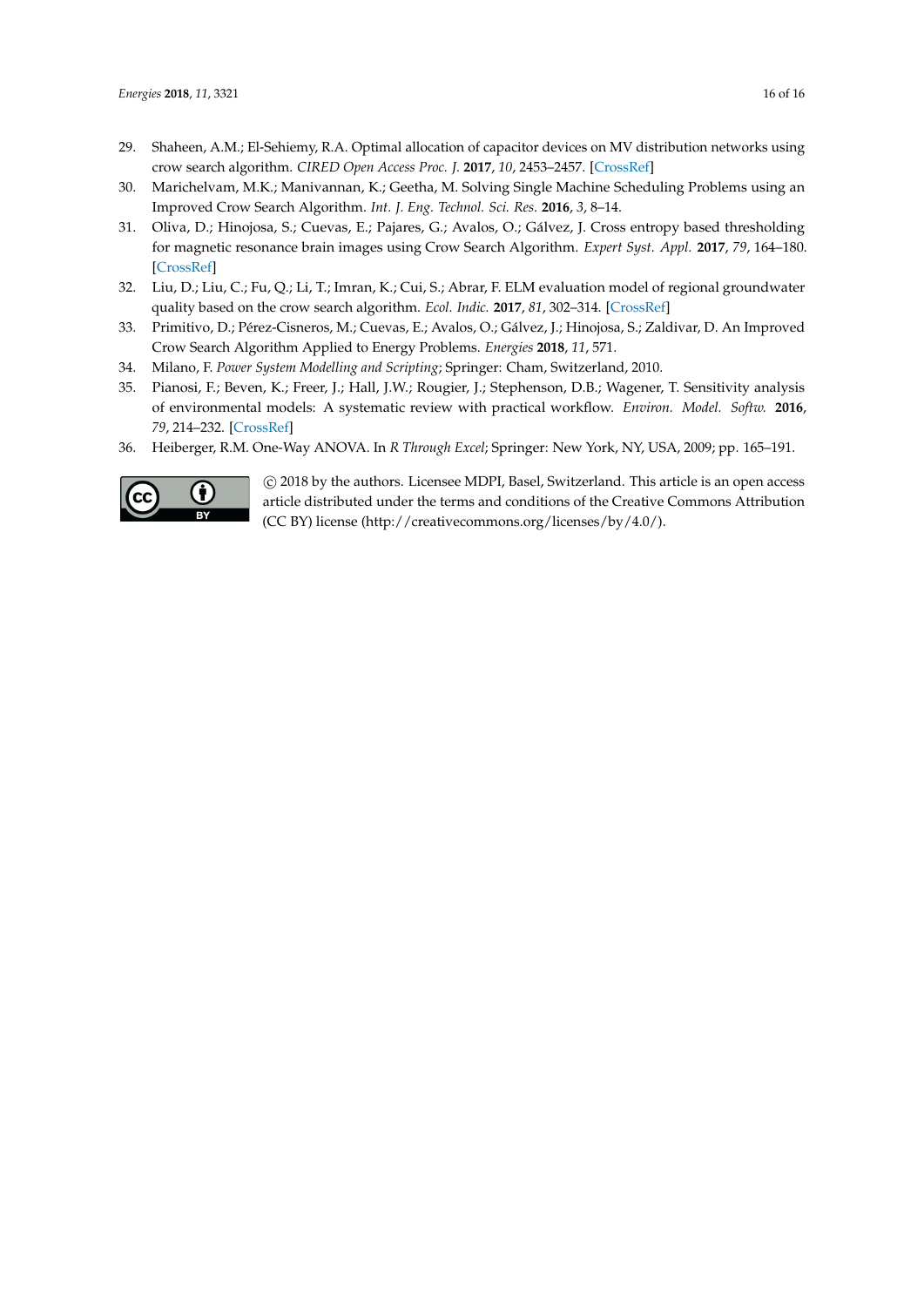29. Shaheen, A.M.; El-Sehiemy, R.A. Optimal allocation of capacitor devices on MV distribution networks using crow search algorithm. *CIRED Open Access Proc. J.* **2017**, *10*, 2453–2457. [CrossRef]
30. Marichelvam, M.K.; Manivannan, K.; Geetha, M. Solving Single Machine Scheduling Problems using an Improved Crow Search Algorithm. *Int. J. Eng. Technol. Sci. Res.* **2016**, *3*, 8–14.
31. Oliva, D.; Hinojosa, S.; Cuevas, E.; Pajares, G.; Avalos, O.; Gálvez, J. Cross entropy based thresholding for magnetic resonance brain images using Crow Search Algorithm. *Expert Syst. Appl.* **2017**, *79*, 164–180. [CrossRef]
32. Liu, D.; Liu, C.; Fu, Q.; Li, T.; Imran, K.; Cui, S.; Abrar, F. ELM evaluation model of regional groundwater quality based on the crow search algorithm. *Ecol. Indic.* **2017**, *81*, 302–314. [CrossRef]
33. Primitivo, D.; Pérez-Cisneros, M.; Cuevas, E.; Avalos, O.; Gálvez, J.; Hinojosa, S.; Zaldivar, D. An Improved Crow Search Algorithm Applied to Energy Problems. *Energies* **2018**, *11*, 571.
34. Milano, F. *Power System Modelling and Scripting*; Springer: Cham, Switzerland, 2010.
35. Pianosi, F.; Beven, K.; Freer, J.; Hall, J.W.; Rougier, J.; Stephenson, D.B.; Wagener, T. Sensitivity analysis of environmental models: A systematic review with practical workflow. *Environ. Model. Softw.* **2016**, *79*, 214–232. [CrossRef]
36. Heiberger, R.M. One-Way ANOVA. In *R Through Excel*; Springer: New York, NY, USA, 2009; pp. 165–191.

© 2018 by the authors. Licensee MDPI, Basel, Switzerland. This article is an open access article distributed under the terms and conditions of the Creative Commons Attribution (CC BY) license (http://creativecommons.org/licenses/by/4.0/).